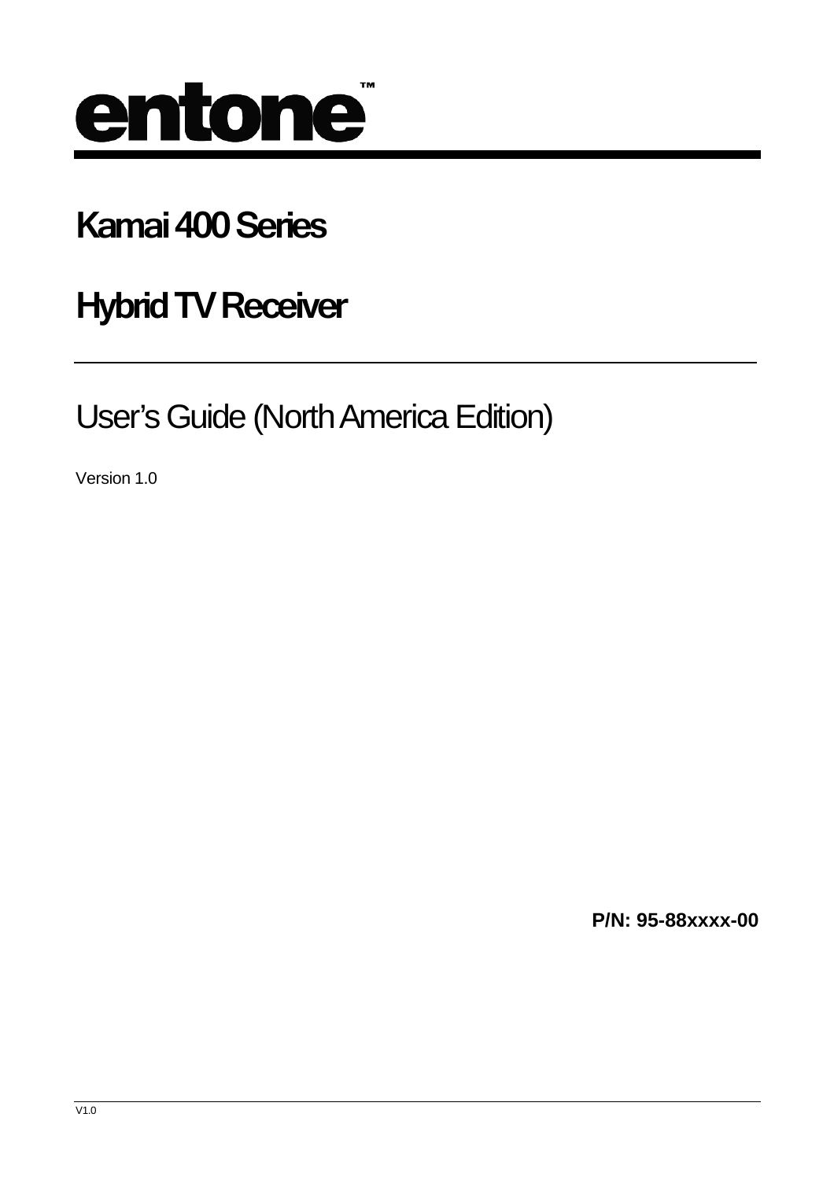# entone™

## Kamai 400 Series

## Hybrid TV Receiver

User's Guide (North America Edition)

Version 1.0

**P/N: 95-88xxxx-00**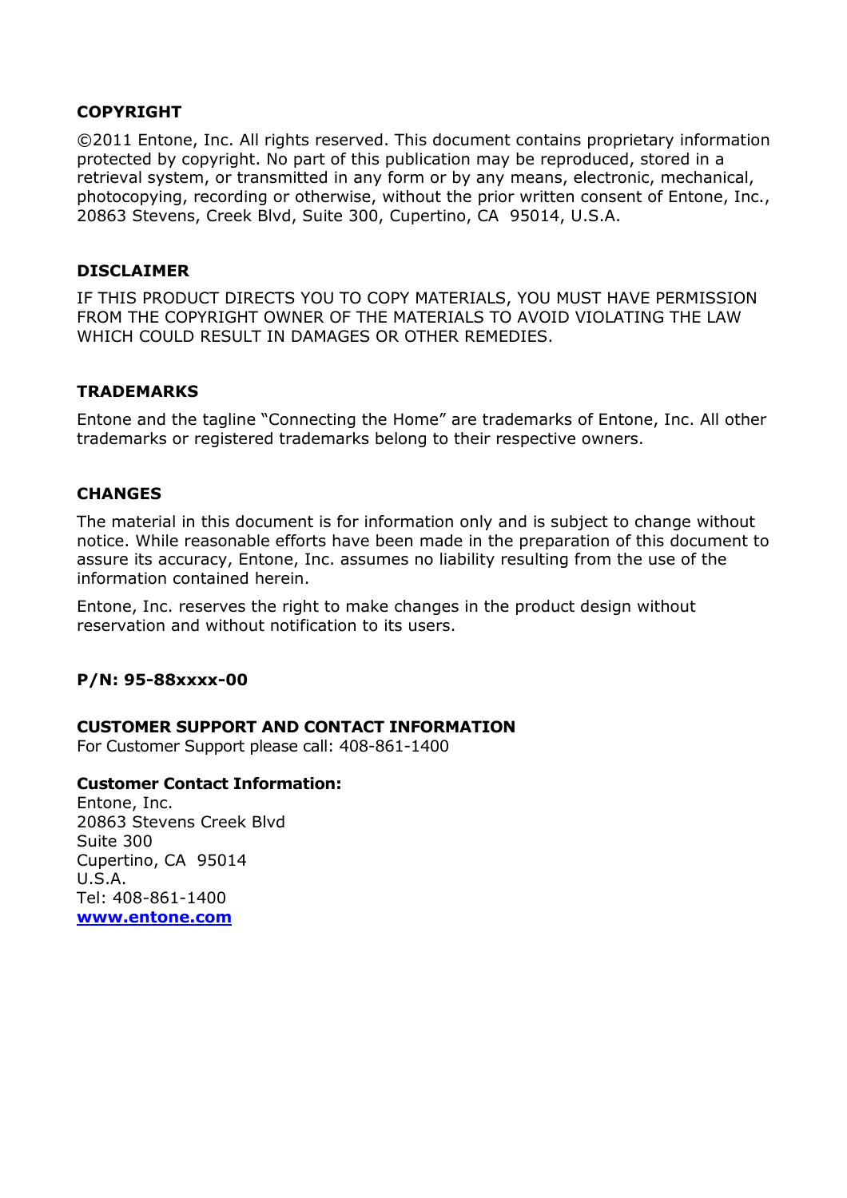## COPYRIGHT

©2011 Entone, Inc. All rights reserved. This document contains proprietary information protected by copyright. No part of this publication may be reproduced, stored in a retrieval system, or transmitted in any form or by any means, electronic, mechanical, photocopying, recording or otherwise, without the prior written consent of Entone, Inc., 20863 Stevens, Creek Blvd, Suite 300, Cupertino, CA  95014, U.S.A.

## DISCLAIMER

IF THIS PRODUCT DIRECTS YOU TO COPY MATERIALS, YOU MUST HAVE PERMISSION FROM THE COPYRIGHT OWNER OF THE MATERIALS TO AVOID VIOLATING THE LAW WHICH COULD RESULT IN DAMAGES OR OTHER REMEDIES.

## TRADEMARKS

Entone and the tagline “Connecting the Home” are trademarks of Entone, Inc. All other trademarks or registered trademarks belong to their respective owners.

## CHANGES

The material in this document is for information only and is subject to change without notice. While reasonable efforts have been made in the preparation of this document to assure its accuracy, Entone, Inc. assumes no liability resulting from the use of the information contained herein.

Entone, Inc. reserves the right to make changes in the product design without reservation and without notification to its users.

**P/N: 95-88xxxx-00**

## CUSTOMER SUPPORT AND CONTACT INFORMATION

For Customer Support please call: 408-861-1400

**Customer Contact Information:**

Entone, Inc.
20863 Stevens Creek Blvd
Suite 300
Cupertino, CA  95014
U.S.A.
Tel: 408-861-1400
[www.entone.com](http://www.entone.com)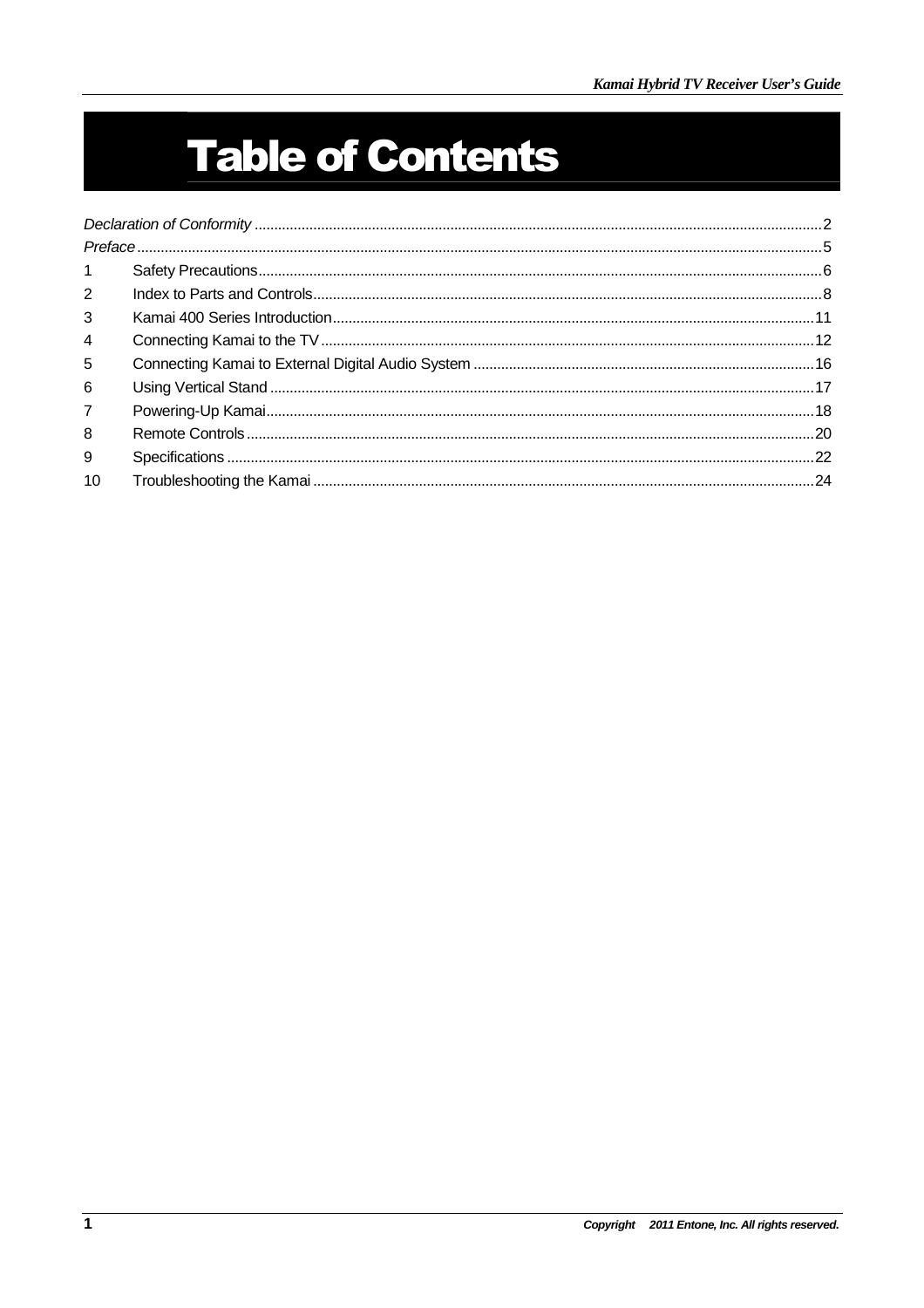# Table of Contents

*Declaration of Conformity* ........................................................ 2
*Preface* ........................................................ 5
1 Safety Precautions ........................................................ 6
2 Index to Parts and Controls ........................................................ 8
3 Kamai 400 Series Introduction ........................................................ 11
4 Connecting Kamai to the TV ........................................................ 12
5 Connecting Kamai to External Digital Audio System ........................................................ 16
6 Using Vertical Stand ........................................................ 17
7 Powering-Up Kamai ........................................................ 18
8 Remote Controls ........................................................ 20
9 Specifications ........................................................ 22
10 Troubleshooting the Kamai ........................................................ 24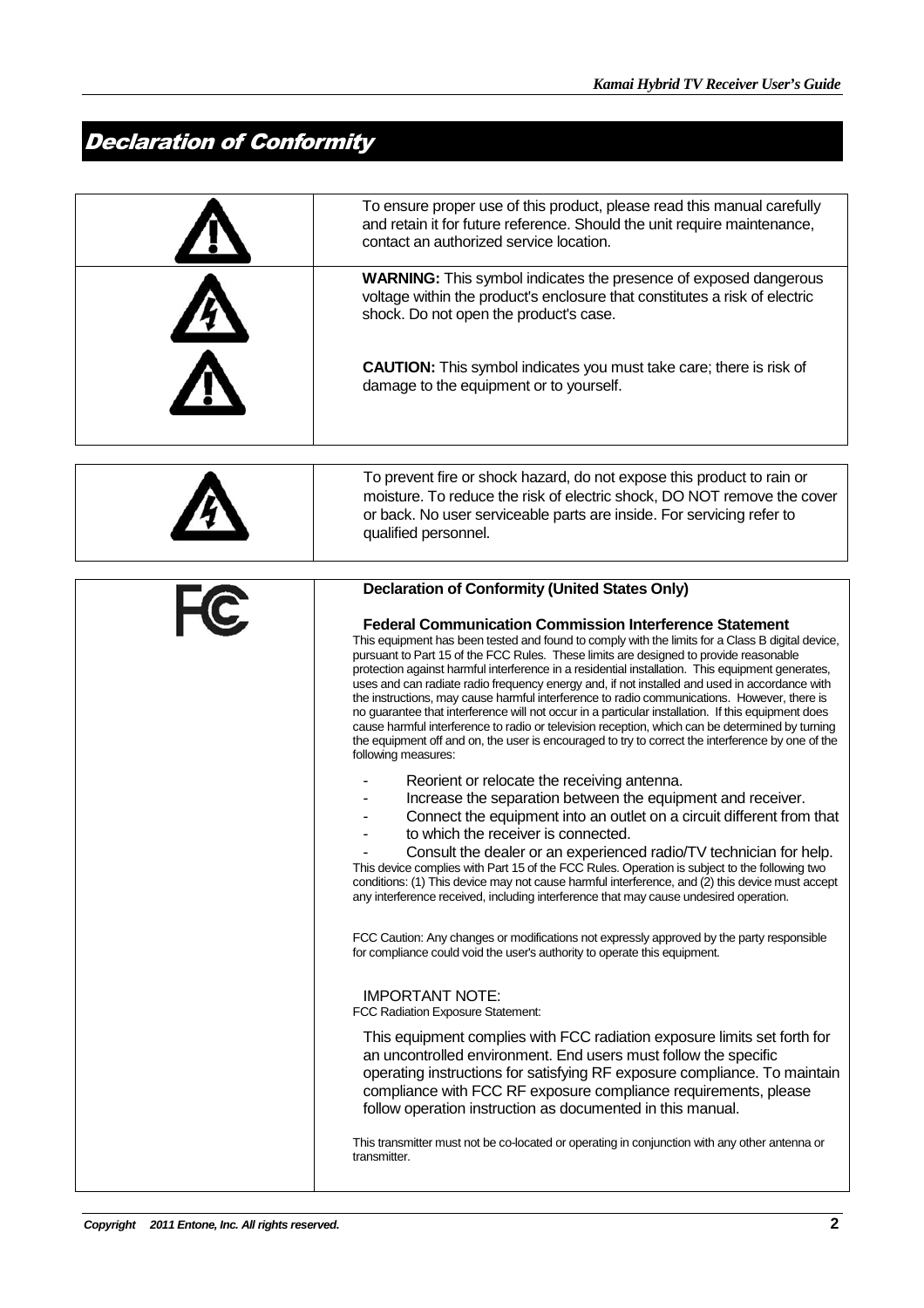# Declaration of Conformity

| | |
|---|---|
| | To ensure proper use of this product, please read this manual carefully and retain it for future reference. Should the unit require maintenance, contact an authorized service location. |
| | **WARNING:** This symbol indicates the presence of exposed dangerous voltage within the product's enclosure that constitutes a risk of electric shock. Do not open the product's case. <br><br> **CAUTION:** This symbol indicates you must take care; there is risk of damage to the equipment or to yourself. |

| | |
|---|---|
| | To prevent fire or shock hazard, do not expose this product to rain or moisture. To reduce the risk of electric shock, DO NOT remove the cover or back. No user serviceable parts are inside. For servicing refer to qualified personnel. |

**Declaration of Conformity (United States Only)**

**Federal Communication Commission Interference Statement**

This equipment has been tested and found to comply with the limits for a Class B digital device, pursuant to Part 15 of the FCC Rules. These limits are designed to provide reasonable protection against harmful interference in a residential installation. This equipment generates, uses and can radiate radio frequency energy and, if not installed and used in accordance with the instructions, may cause harmful interference to radio communications. However, there is no guarantee that interference will not occur in a particular installation. If this equipment does cause harmful interference to radio or television reception, which can be determined by turning the equipment off and on, the user is encouraged to try to correct the interference by one of the following measures:

- Reorient or relocate the receiving antenna.
- Increase the separation between the equipment and receiver.
- Connect the equipment into an outlet on a circuit different from that to which the receiver is connected.
- Consult the dealer or an experienced radio/TV technician for help.

This device complies with Part 15 of the FCC Rules. Operation is subject to the following two conditions: (1) This device may not cause harmful interference, and (2) this device must accept any interference received, including interference that may cause undesired operation.

FCC Caution: Any changes or modifications not expressly approved by the party responsible for compliance could void the user's authority to operate this equipment.

IMPORTANT NOTE:

FCC Radiation Exposure Statement:

This equipment complies with FCC radiation exposure limits set forth for an uncontrolled environment. End users must follow the specific operating instructions for satisfying RF exposure compliance. To maintain compliance with FCC RF exposure compliance requirements, please follow operation instruction as documented in this manual.

This transmitter must not be co-located or operating in conjunction with any other antenna or transmitter.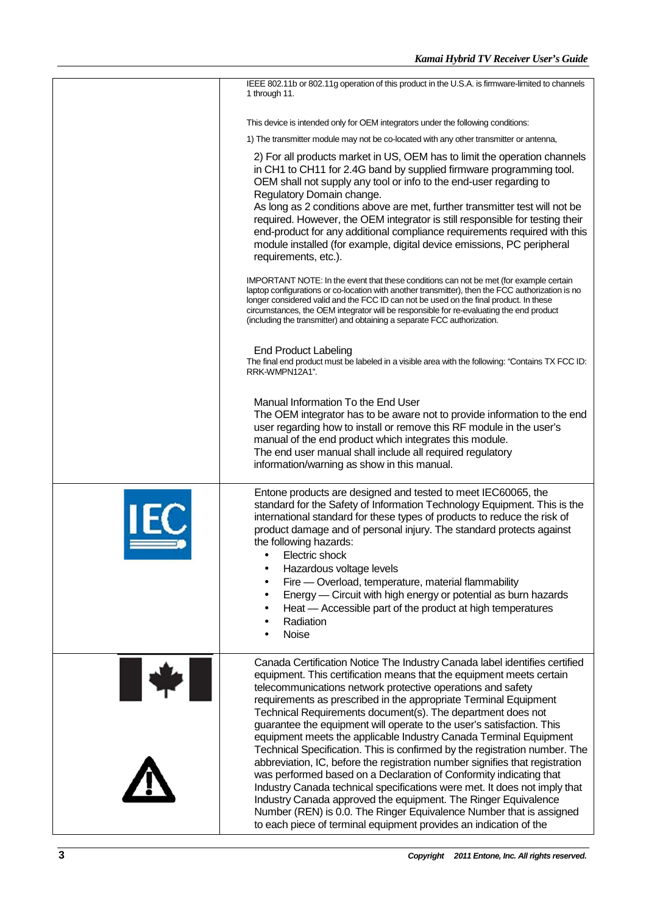IEEE 802.11b or 802.11g operation of this product in the U.S.A. is firmware-limited to channels 1 through 11.

This device is intended only for OEM integrators under the following conditions:

1) The transmitter module may not be co-located with any other transmitter or antenna,

2) For all products market in US, OEM has to limit the operation channels in CH1 to CH11 for 2.4G band by supplied firmware programming tool. OEM shall not supply any tool or info to the end-user regarding to Regulatory Domain change.

As long as 2 conditions above are met, further transmitter test will not be required. However, the OEM integrator is still responsible for testing their end-product for any additional compliance requirements required with this module installed (for example, digital device emissions, PC peripheral requirements, etc.).

IMPORTANT NOTE: In the event that these conditions can not be met (for example certain laptop configurations or co-location with another transmitter), then the FCC authorization is no longer considered valid and the FCC ID can not be used on the final product. In these circumstances, the OEM integrator will be responsible for re-evaluating the end product (including the transmitter) and obtaining a separate FCC authorization.

End Product Labeling

The final end product must be labeled in a visible area with the following: "Contains TX FCC ID: RRK-WMPN12A1".

Manual Information To the End User

The OEM integrator has to be aware not to provide information to the end user regarding how to install or remove this RF module in the user's manual of the end product which integrates this module.

The end user manual shall include all required regulatory information/warning as show in this manual.

Entone products are designed and tested to meet IEC60065, the standard for the Safety of Information Technology Equipment. This is the international standard for these types of products to reduce the risk of product damage and of personal injury. The standard protects against the following hazards:

- Electric shock
- Hazardous voltage levels
- Fire — Overload, temperature, material flammability
- Energy — Circuit with high energy or potential as burn hazards
- Heat — Accessible part of the product at high temperatures
- Radiation
- Noise

Canada Certification Notice The Industry Canada label identifies certified equipment. This certification means that the equipment meets certain telecommunications network protective operations and safety requirements as prescribed in the appropriate Terminal Equipment Technical Requirements document(s). The department does not guarantee the equipment will operate to the user's satisfaction. This equipment meets the applicable Industry Canada Terminal Equipment Technical Specification. This is confirmed by the registration number. The abbreviation, IC, before the registration number signifies that registration was performed based on a Declaration of Conformity indicating that Industry Canada technical specifications were met. It does not imply that Industry Canada approved the equipment. The Ringer Equivalence Number (REN) is 0.0. The Ringer Equivalence Number that is assigned to each piece of terminal equipment provides an indication of the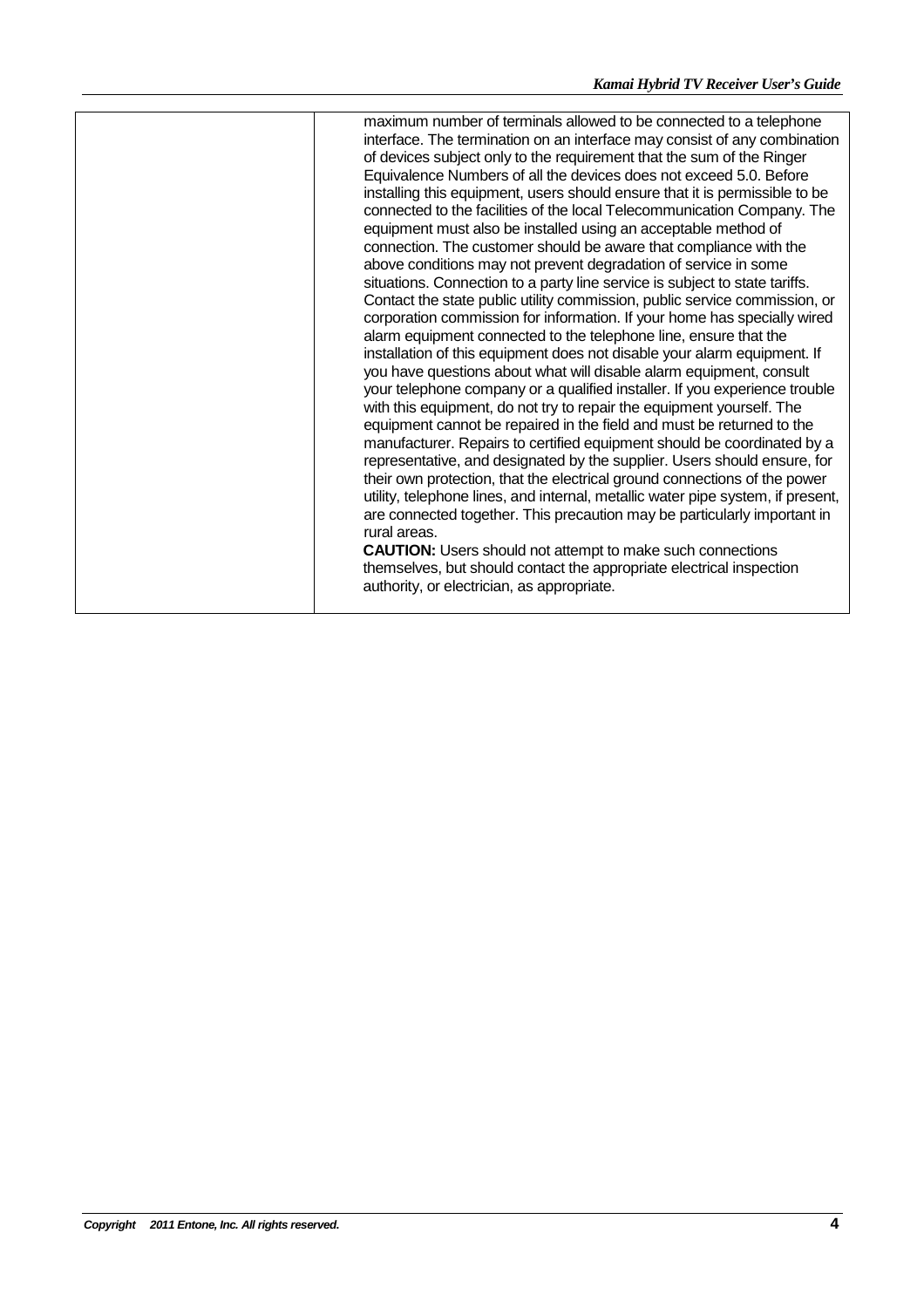| | |
|---|---|
| | maximum number of terminals allowed to be connected to a telephone interface. The termination on an interface may consist of any combination of devices subject only to the requirement that the sum of the Ringer Equivalence Numbers of all the devices does not exceed 5.0. Before installing this equipment, users should ensure that it is permissible to be connected to the facilities of the local Telecommunication Company. The equipment must also be installed using an acceptable method of connection. The customer should be aware that compliance with the above conditions may not prevent degradation of service in some situations. Connection to a party line service is subject to state tariffs. Contact the state public utility commission, public service commission, or corporation commission for information. If your home has specially wired alarm equipment connected to the telephone line, ensure that the installation of this equipment does not disable your alarm equipment. If you have questions about what will disable alarm equipment, consult your telephone company or a qualified installer. If you experience trouble with this equipment, do not try to repair the equipment yourself. The equipment cannot be repaired in the field and must be returned to the manufacturer. Repairs to certified equipment should be coordinated by a representative, and designated by the supplier. Users should ensure, for their own protection, that the electrical ground connections of the power utility, telephone lines, and internal, metallic water pipe system, if present, are connected together. This precaution may be particularly important in rural areas.<br>**CAUTION:** Users should not attempt to make such connections themselves, but should contact the appropriate electrical inspection authority, or electrician, as appropriate. |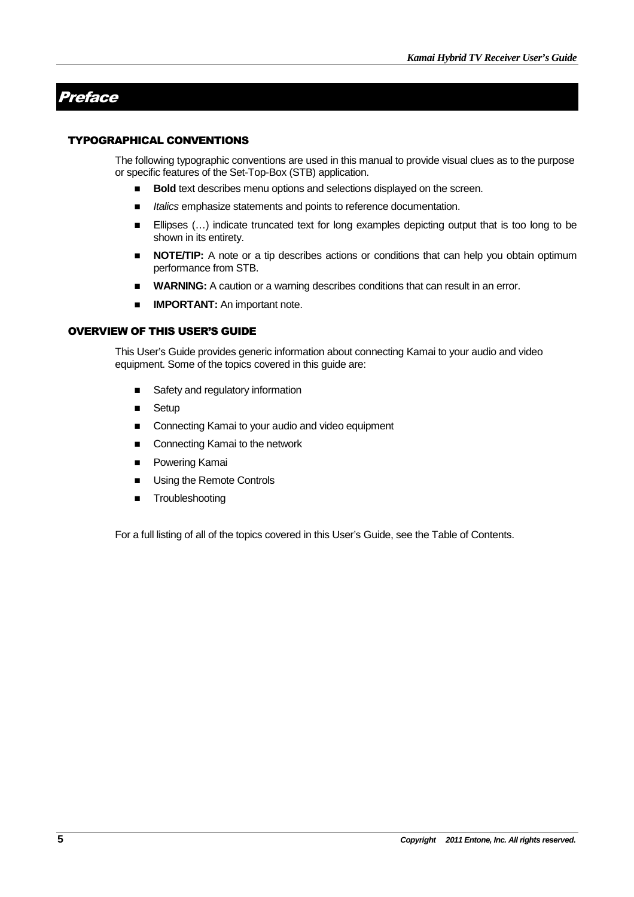# Preface

## TYPOGRAPHICAL CONVENTIONS

The following typographic conventions are used in this manual to provide visual clues as to the purpose or specific features of the Set-Top-Box (STB) application.

- **Bold** text describes menu options and selections displayed on the screen.
- *Italics* emphasize statements and points to reference documentation.
- Ellipses (…) indicate truncated text for long examples depicting output that is too long to be shown in its entirety.
- **NOTE/TIP:** A note or a tip describes actions or conditions that can help you obtain optimum performance from STB.
- **WARNING:** A caution or a warning describes conditions that can result in an error.
- **IMPORTANT:** An important note.

## OVERVIEW OF THIS USER'S GUIDE

This User's Guide provides generic information about connecting Kamai to your audio and video equipment. Some of the topics covered in this guide are:

- Safety and regulatory information
- Setup
- Connecting Kamai to your audio and video equipment
- Connecting Kamai to the network
- Powering Kamai
- Using the Remote Controls
- Troubleshooting

For a full listing of all of the topics covered in this User's Guide, see the Table of Contents.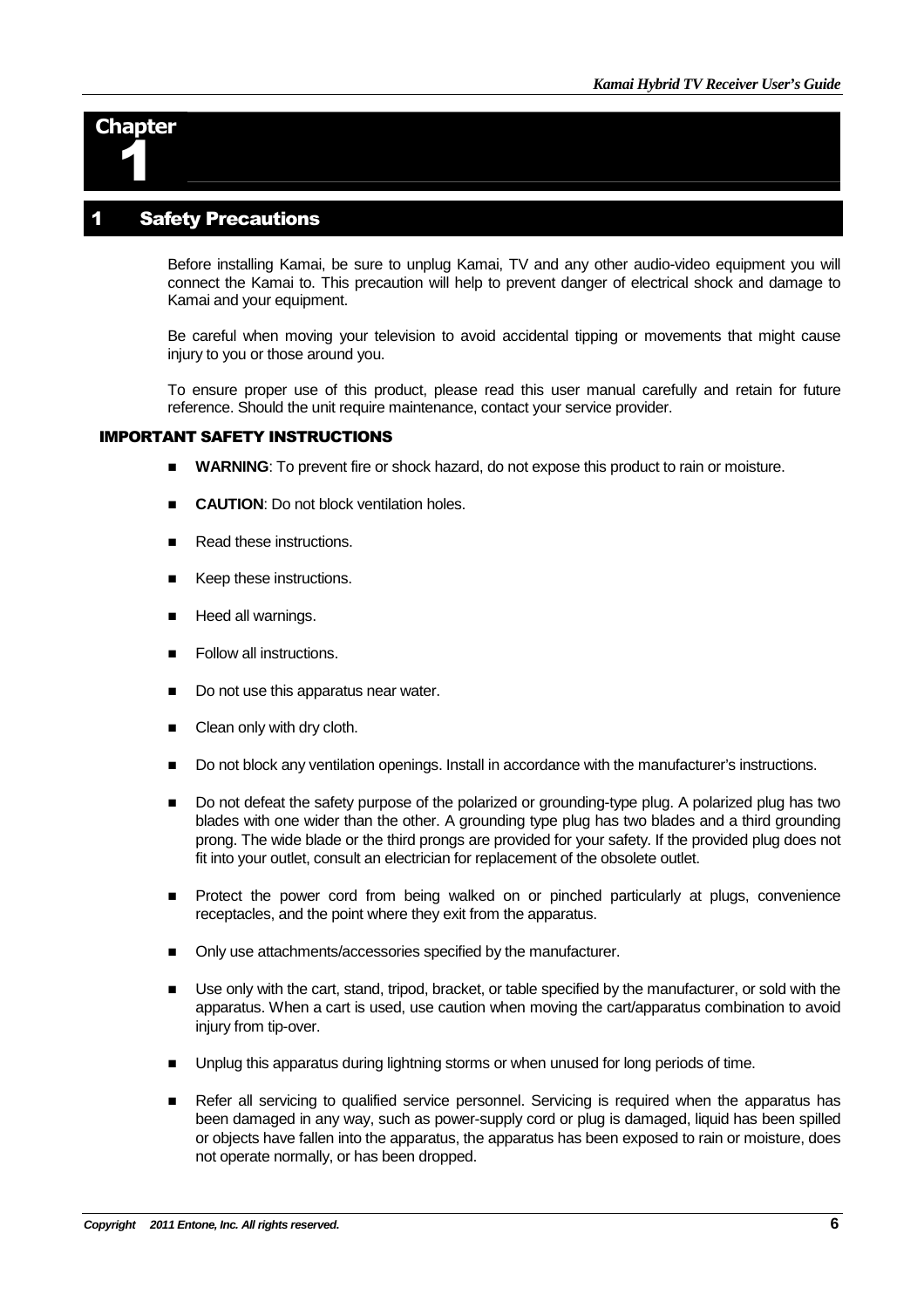# Chapter 1

## 1 Safety Precautions

Before installing Kamai, be sure to unplug Kamai, TV and any other audio-video equipment you will connect the Kamai to. This precaution will help to prevent danger of electrical shock and damage to Kamai and your equipment.

Be careful when moving your television to avoid accidental tipping or movements that might cause injury to you or those around you.

To ensure proper use of this product, please read this user manual carefully and retain for future reference. Should the unit require maintenance, contact your service provider.

### IMPORTANT SAFETY INSTRUCTIONS

- **WARNING**: To prevent fire or shock hazard, do not expose this product to rain or moisture.
- **CAUTION**: Do not block ventilation holes.
- Read these instructions.
- Keep these instructions.
- Heed all warnings.
- Follow all instructions.
- Do not use this apparatus near water.
- Clean only with dry cloth.
- Do not block any ventilation openings. Install in accordance with the manufacturer's instructions.
- Do not defeat the safety purpose of the polarized or grounding-type plug. A polarized plug has two blades with one wider than the other. A grounding type plug has two blades and a third grounding prong. The wide blade or the third prongs are provided for your safety. If the provided plug does not fit into your outlet, consult an electrician for replacement of the obsolete outlet.
- Protect the power cord from being walked on or pinched particularly at plugs, convenience receptacles, and the point where they exit from the apparatus.
- Only use attachments/accessories specified by the manufacturer.
- Use only with the cart, stand, tripod, bracket, or table specified by the manufacturer, or sold with the apparatus. When a cart is used, use caution when moving the cart/apparatus combination to avoid injury from tip-over.
- Unplug this apparatus during lightning storms or when unused for long periods of time.
- Refer all servicing to qualified service personnel. Servicing is required when the apparatus has been damaged in any way, such as power-supply cord or plug is damaged, liquid has been spilled or objects have fallen into the apparatus, the apparatus has been exposed to rain or moisture, does not operate normally, or has been dropped.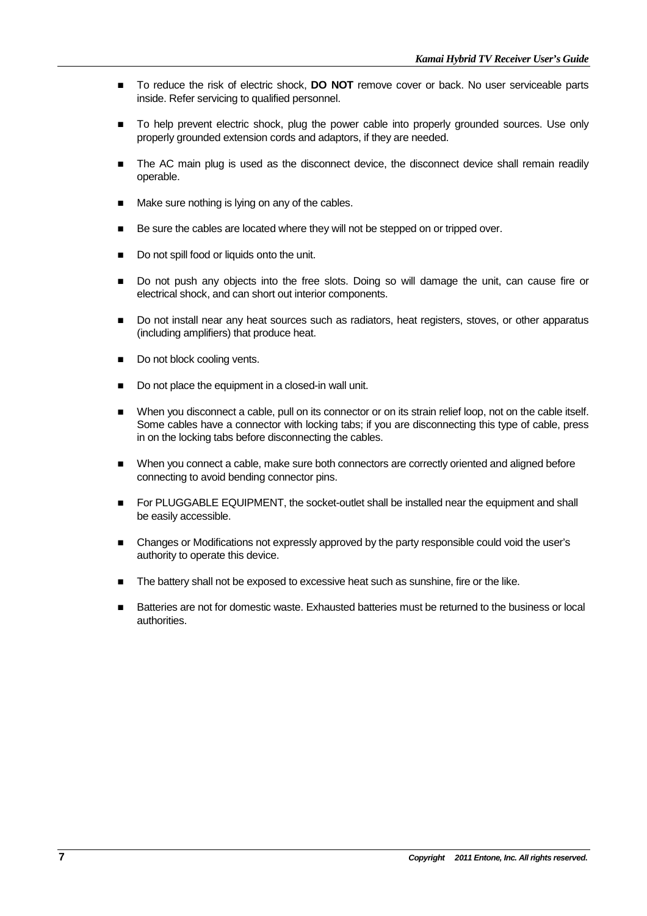- To reduce the risk of electric shock, **DO NOT** remove cover or back. No user serviceable parts inside. Refer servicing to qualified personnel.
- To help prevent electric shock, plug the power cable into properly grounded sources. Use only properly grounded extension cords and adaptors, if they are needed.
- The AC main plug is used as the disconnect device, the disconnect device shall remain readily operable.
- Make sure nothing is lying on any of the cables.
- Be sure the cables are located where they will not be stepped on or tripped over.
- Do not spill food or liquids onto the unit.
- Do not push any objects into the free slots. Doing so will damage the unit, can cause fire or electrical shock, and can short out interior components.
- Do not install near any heat sources such as radiators, heat registers, stoves, or other apparatus (including amplifiers) that produce heat.
- Do not block cooling vents.
- Do not place the equipment in a closed-in wall unit.
- When you disconnect a cable, pull on its connector or on its strain relief loop, not on the cable itself. Some cables have a connector with locking tabs; if you are disconnecting this type of cable, press in on the locking tabs before disconnecting the cables.
- When you connect a cable, make sure both connectors are correctly oriented and aligned before connecting to avoid bending connector pins.
- For PLUGGABLE EQUIPMENT, the socket-outlet shall be installed near the equipment and shall be easily accessible.
- Changes or Modifications not expressly approved by the party responsible could void the user's authority to operate this device.
- The battery shall not be exposed to excessive heat such as sunshine, fire or the like.
- Batteries are not for domestic waste. Exhausted batteries must be returned to the business or local authorities.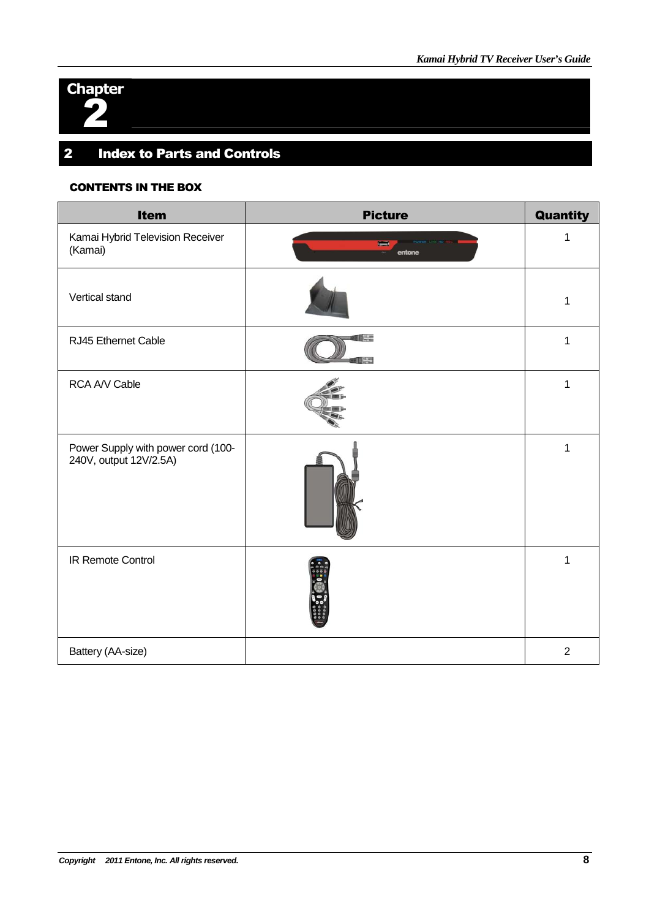# Chapter 2

## 2 Index to Parts and Controls

### CONTENTS IN THE BOX

| Item | Picture | Quantity |
|---|---|---|
| Kamai Hybrid Television Receiver (Kamai) | | 1 |
| Vertical stand | | 1 |
| RJ45 Ethernet Cable | | 1 |
| RCA A/V Cable | | 1 |
| Power Supply with power cord (100-240V, output 12V/2.5A) | | 1 |
| IR Remote Control | | 1 |
| Battery (AA-size) | | 2 |

*Copyright 2011 Entone, Inc. All rights reserved.*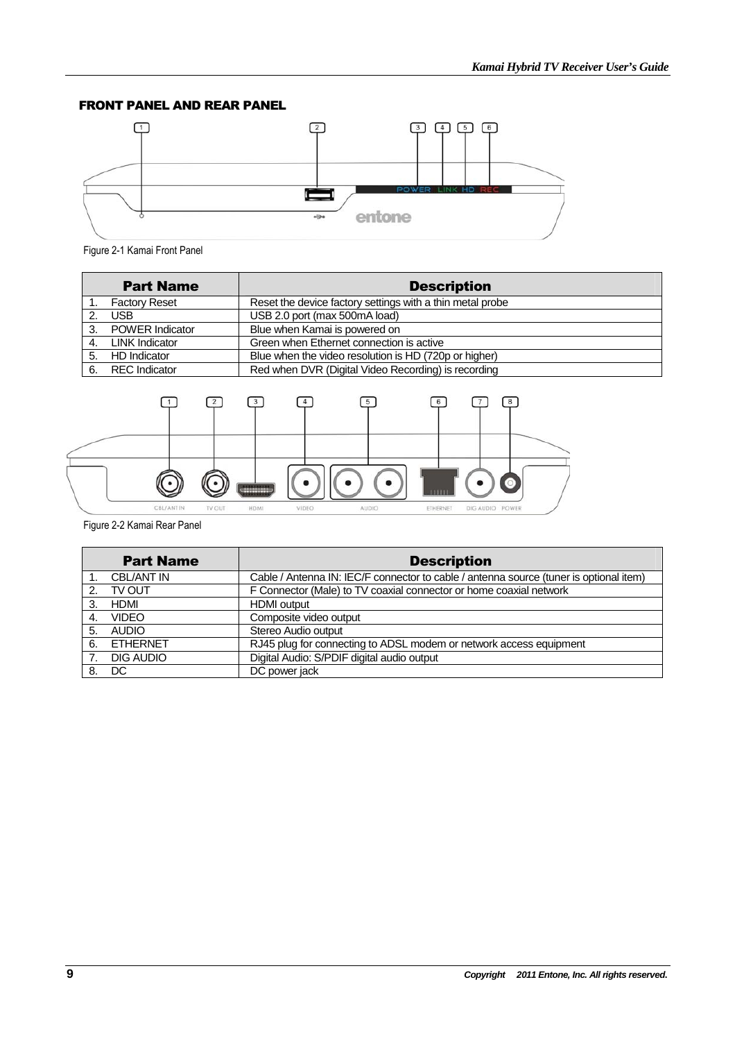## FRONT PANEL AND REAR PANEL

Figure 2-1 Kamai Front Panel

| Part Name | Description |
|---|---|
| 1. Factory Reset | Reset the device factory settings with a thin metal probe |
| 2. USB | USB 2.0 port (max 500mA load) |
| 3. POWER Indicator | Blue when Kamai is powered on |
| 4. LINK Indicator | Green when Ethernet connection is active |
| 5. HD Indicator | Blue when the video resolution is HD (720p or higher) |
| 6. REC Indicator | Red when DVR (Digital Video Recording) is recording |

Figure 2-2 Kamai Rear Panel

| Part Name | Description |
|---|---|
| 1. CBL/ANT IN | Cable / Antenna IN: IEC/F connector to cable / antenna source (tuner is optional item) |
| 2. TV OUT | F Connector (Male) to TV coaxial connector or home coaxial network |
| 3. HDMI | HDMI output |
| 4. VIDEO | Composite video output |
| 5. AUDIO | Stereo Audio output |
| 6. ETHERNET | RJ45 plug for connecting to ADSL modem or network access equipment |
| 7. DIG AUDIO | Digital Audio: S/PDIF digital audio output |
| 8. DC | DC power jack |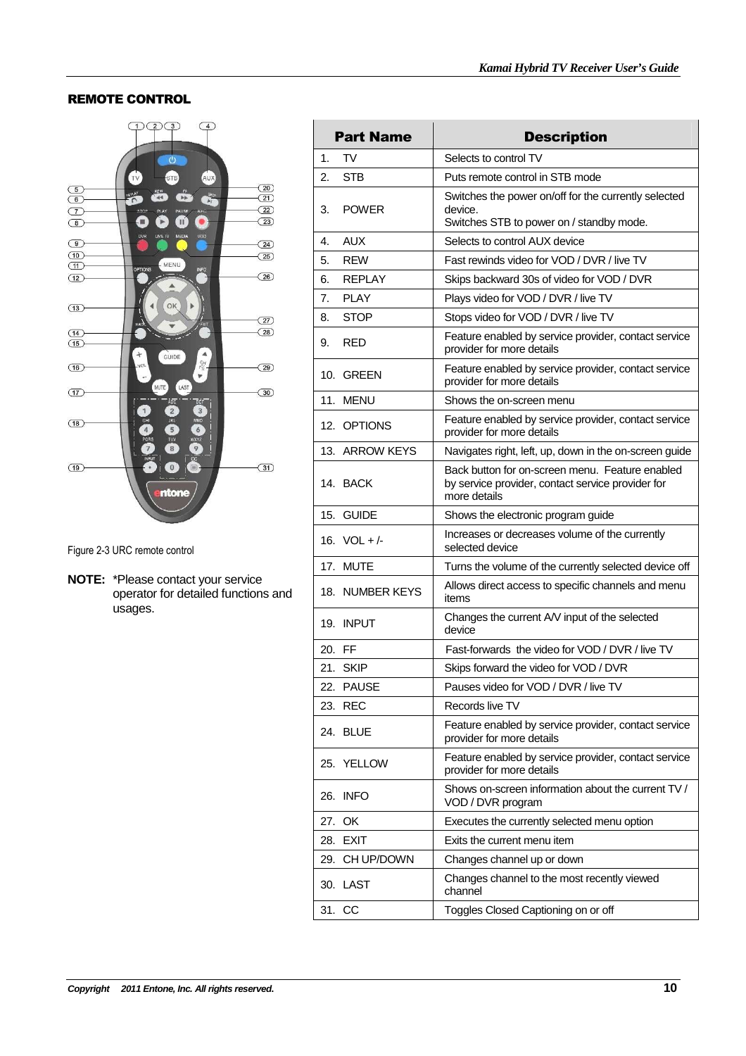## REMOTE CONTROL

Figure 2-3 URC remote control

**NOTE:** *Please contact your service operator for detailed functions and usages.

| Part Name | Description |
|---|---|
| 1. TV | Selects to control TV |
| 2. STB | Puts remote control in STB mode |
| 3. POWER | Switches the power on/off for the currently selected device.<br>Switches STB to power on / standby mode. |
| 4. AUX | Selects to control AUX device |
| 5. REW | Fast rewinds video for VOD / DVR / live TV |
| 6. REPLAY | Skips backward 30s of video for VOD / DVR |
| 7. PLAY | Plays video for VOD / DVR / live TV |
| 8. STOP | Stops video for VOD / DVR / live TV |
| 9. RED | Feature enabled by service provider, contact service provider for more details |
| 10. GREEN | Feature enabled by service provider, contact service provider for more details |
| 11. MENU | Shows the on-screen menu |
| 12. OPTIONS | Feature enabled by service provider, contact service provider for more details |
| 13. ARROW KEYS | Navigates right, left, up, down in the on-screen guide |
| 14. BACK | Back button for on-screen menu. Feature enabled by service provider, contact service provider for more details |
| 15. GUIDE | Shows the electronic program guide |
| 16. VOL + /- | Increases or decreases volume of the currently selected device |
| 17. MUTE | Turns the volume of the currently selected device off |
| 18. NUMBER KEYS | Allows direct access to specific channels and menu items |
| 19. INPUT | Changes the current A/V input of the selected device |
| 20. FF | Fast-forwards the video for VOD / DVR / live TV |
| 21. SKIP | Skips forward the video for VOD / DVR |
| 22. PAUSE | Pauses video for VOD / DVR / live TV |
| 23. REC | Records live TV |
| 24. BLUE | Feature enabled by service provider, contact service provider for more details |
| 25. YELLOW | Feature enabled by service provider, contact service provider for more details |
| 26. INFO | Shows on-screen information about the current TV / VOD / DVR program |
| 27. OK | Executes the currently selected menu option |
| 28. EXIT | Exits the current menu item |
| 29. CH UP/DOWN | Changes channel up or down |
| 30. LAST | Changes channel to the most recently viewed channel |
| 31. CC | Toggles Closed Captioning on or off |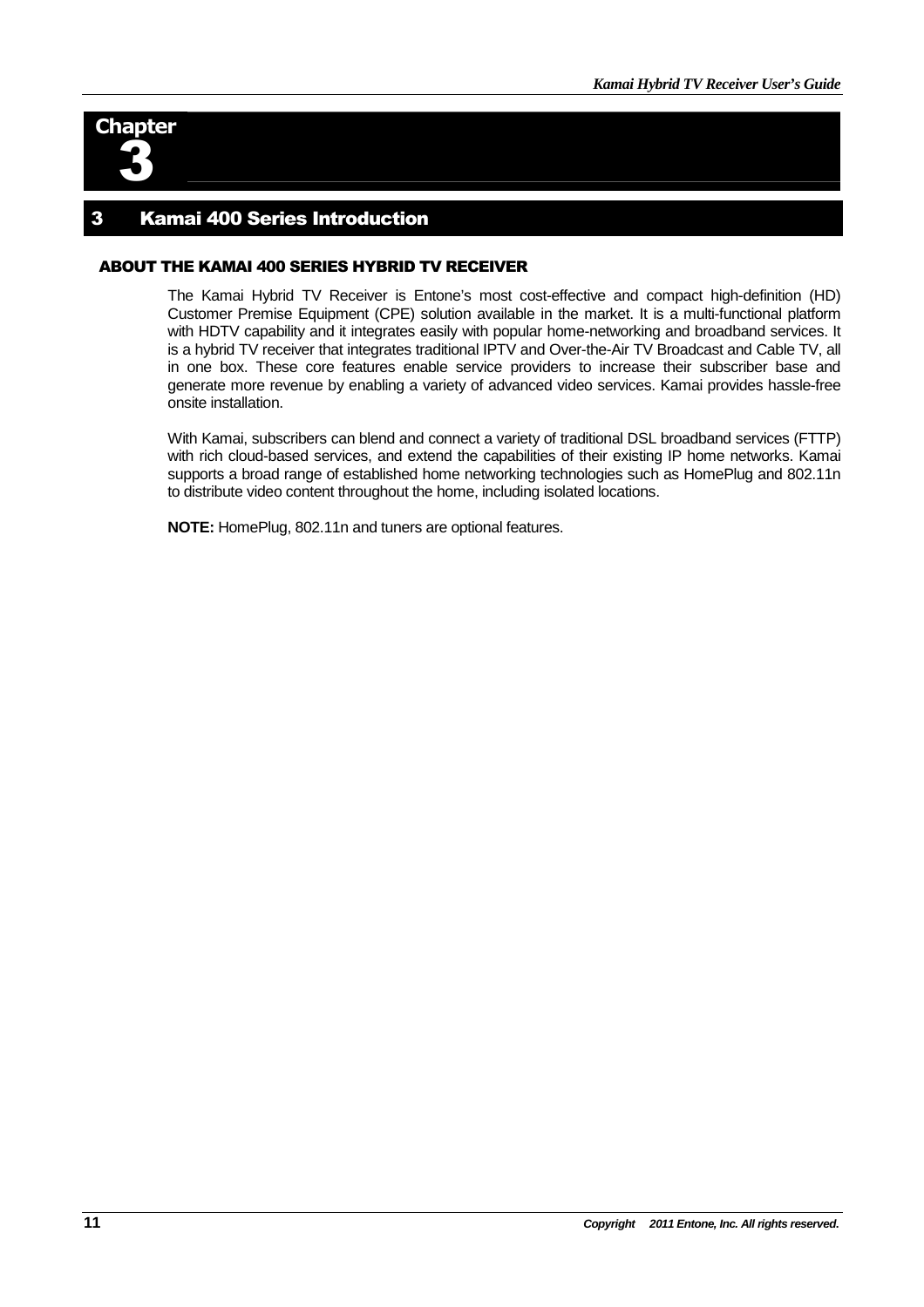# Chapter 3

## 3 Kamai 400 Series Introduction

### ABOUT THE KAMAI 400 SERIES HYBRID TV RECEIVER

The Kamai Hybrid TV Receiver is Entone's most cost-effective and compact high-definition (HD) Customer Premise Equipment (CPE) solution available in the market. It is a multi-functional platform with HDTV capability and it integrates easily with popular home-networking and broadband services. It is a hybrid TV receiver that integrates traditional IPTV and Over-the-Air TV Broadcast and Cable TV, all in one box. These core features enable service providers to increase their subscriber base and generate more revenue by enabling a variety of advanced video services. Kamai provides hassle-free onsite installation.

With Kamai, subscribers can blend and connect a variety of traditional DSL broadband services (FTTP) with rich cloud-based services, and extend the capabilities of their existing IP home networks. Kamai supports a broad range of established home networking technologies such as HomePlug and 802.11n to distribute video content throughout the home, including isolated locations.

**NOTE:** HomePlug, 802.11n and tuners are optional features.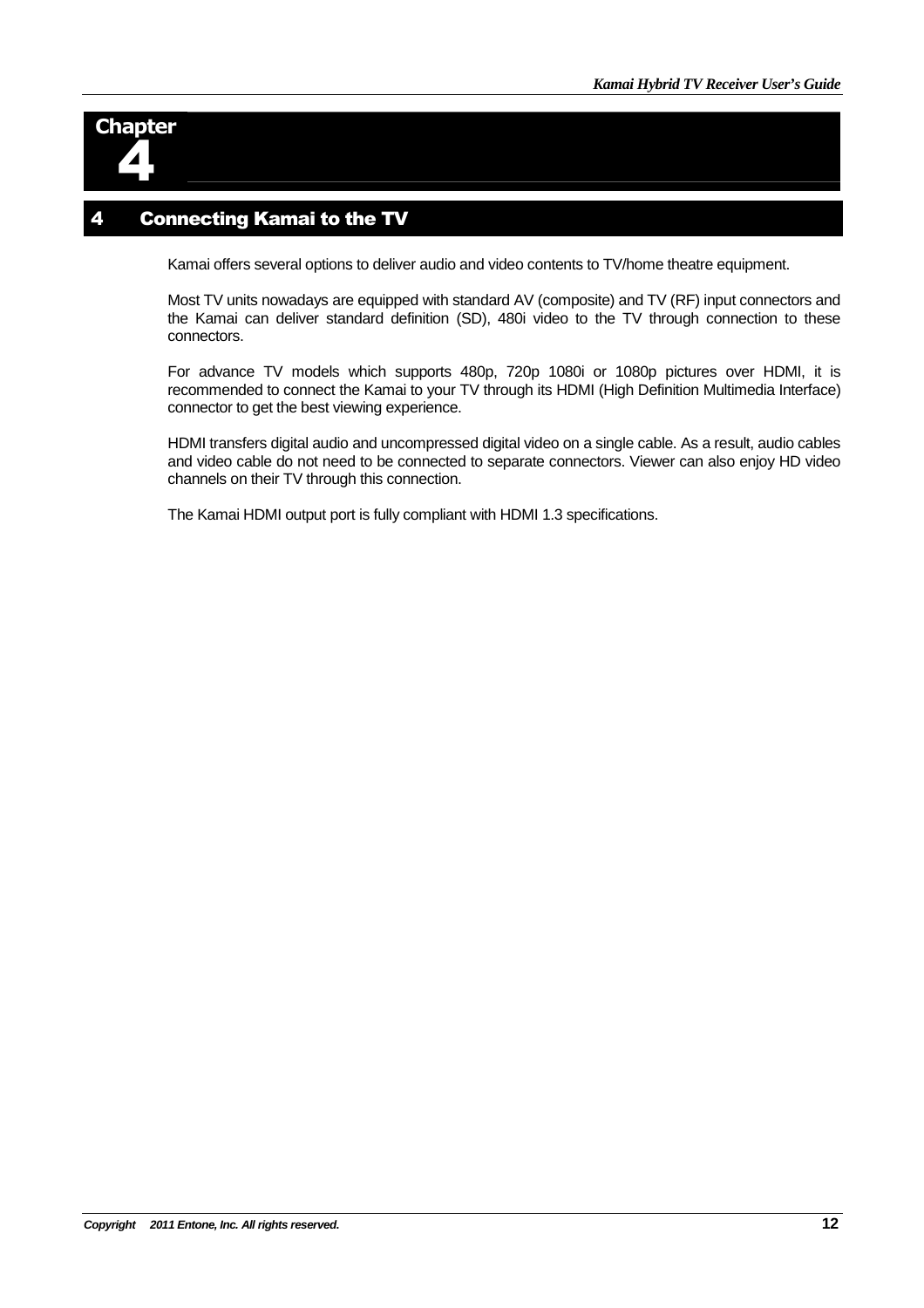# Chapter 4

## 4 Connecting Kamai to the TV

Kamai offers several options to deliver audio and video contents to TV/home theatre equipment.

Most TV units nowadays are equipped with standard AV (composite) and TV (RF) input connectors and the Kamai can deliver standard definition (SD), 480i video to the TV through connection to these connectors.

For advance TV models which supports 480p, 720p 1080i or 1080p pictures over HDMI, it is recommended to connect the Kamai to your TV through its HDMI (High Definition Multimedia Interface) connector to get the best viewing experience.

HDMI transfers digital audio and uncompressed digital video on a single cable. As a result, audio cables and video cable do not need to be connected to separate connectors. Viewer can also enjoy HD video channels on their TV through this connection.

The Kamai HDMI output port is fully compliant with HDMI 1.3 specifications.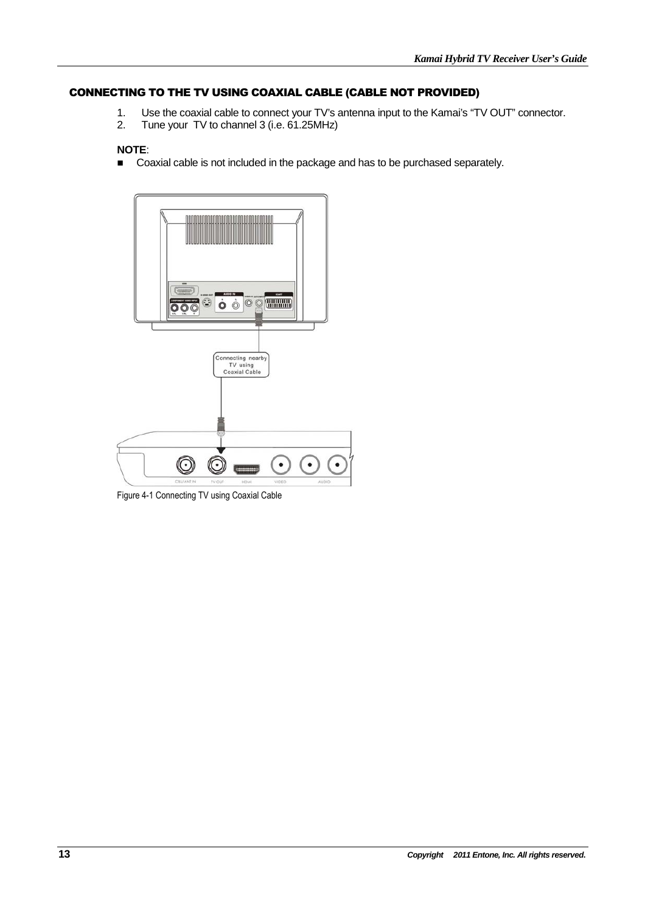## CONNECTING TO THE TV USING COAXIAL CABLE (CABLE NOT PROVIDED)

1. Use the coaxial cable to connect your TV's antenna input to the Kamai's "TV OUT" connector.
2. Tune your TV to channel 3 (i.e. 61.25MHz)

**NOTE**:

- Coaxial cable is not included in the package and has to be purchased separately.

Figure 4-1 Connecting TV using Coaxial Cable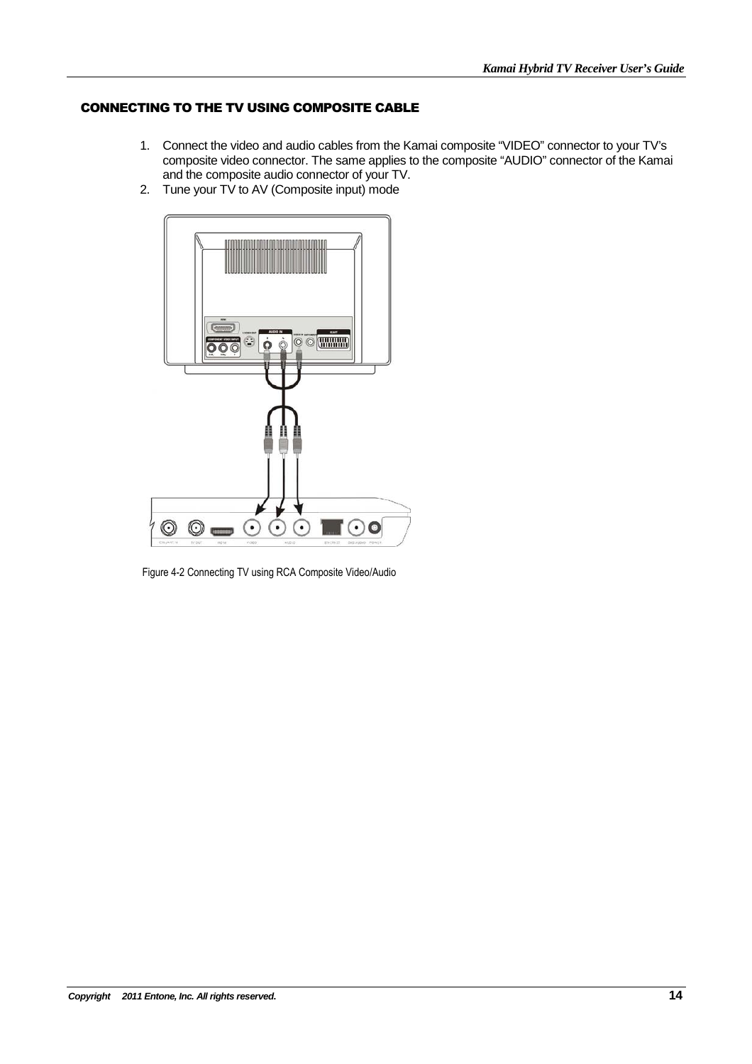## CONNECTING TO THE TV USING COMPOSITE CABLE

1. Connect the video and audio cables from the Kamai composite “VIDEO” connector to your TV’s composite video connector. The same applies to the composite “AUDIO” connector of the Kamai and the composite audio connector of your TV.
2. Tune your TV to AV (Composite input) mode

Figure 4-2 Connecting TV using RCA Composite Video/Audio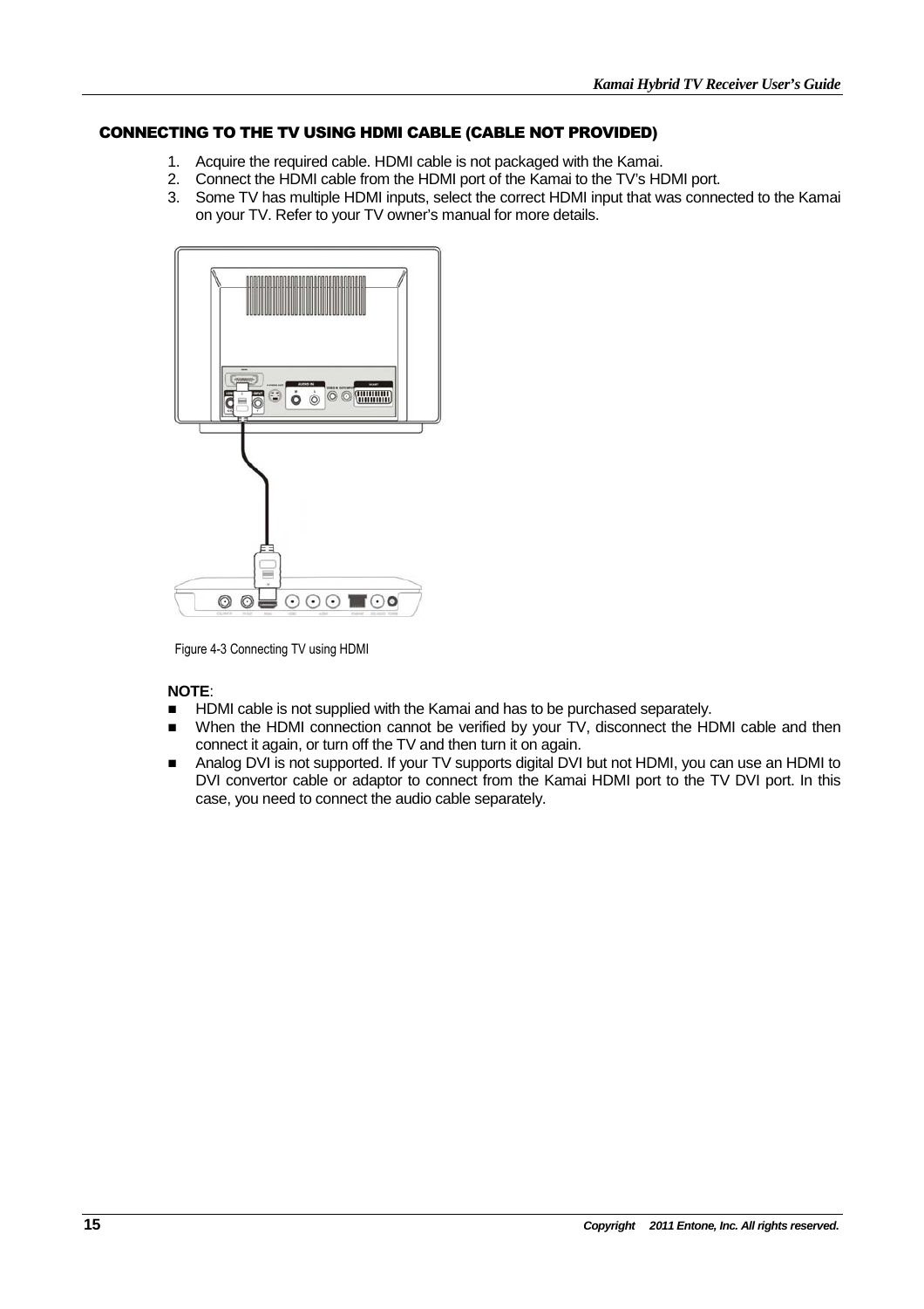## CONNECTING TO THE TV USING HDMI CABLE (CABLE NOT PROVIDED)

1. Acquire the required cable. HDMI cable is not packaged with the Kamai.
2. Connect the HDMI cable from the HDMI port of the Kamai to the TV's HDMI port.
3. Some TV has multiple HDMI inputs, select the correct HDMI input that was connected to the Kamai on your TV. Refer to your TV owner's manual for more details.

Figure 4-3 Connecting TV using HDMI

**NOTE**:

- HDMI cable is not supplied with the Kamai and has to be purchased separately.
- When the HDMI connection cannot be verified by your TV, disconnect the HDMI cable and then connect it again, or turn off the TV and then turn it on again.
- Analog DVI is not supported. If your TV supports digital DVI but not HDMI, you can use an HDMI to DVI convertor cable or adaptor to connect from the Kamai HDMI port to the TV DVI port. In this case, you need to connect the audio cable separately.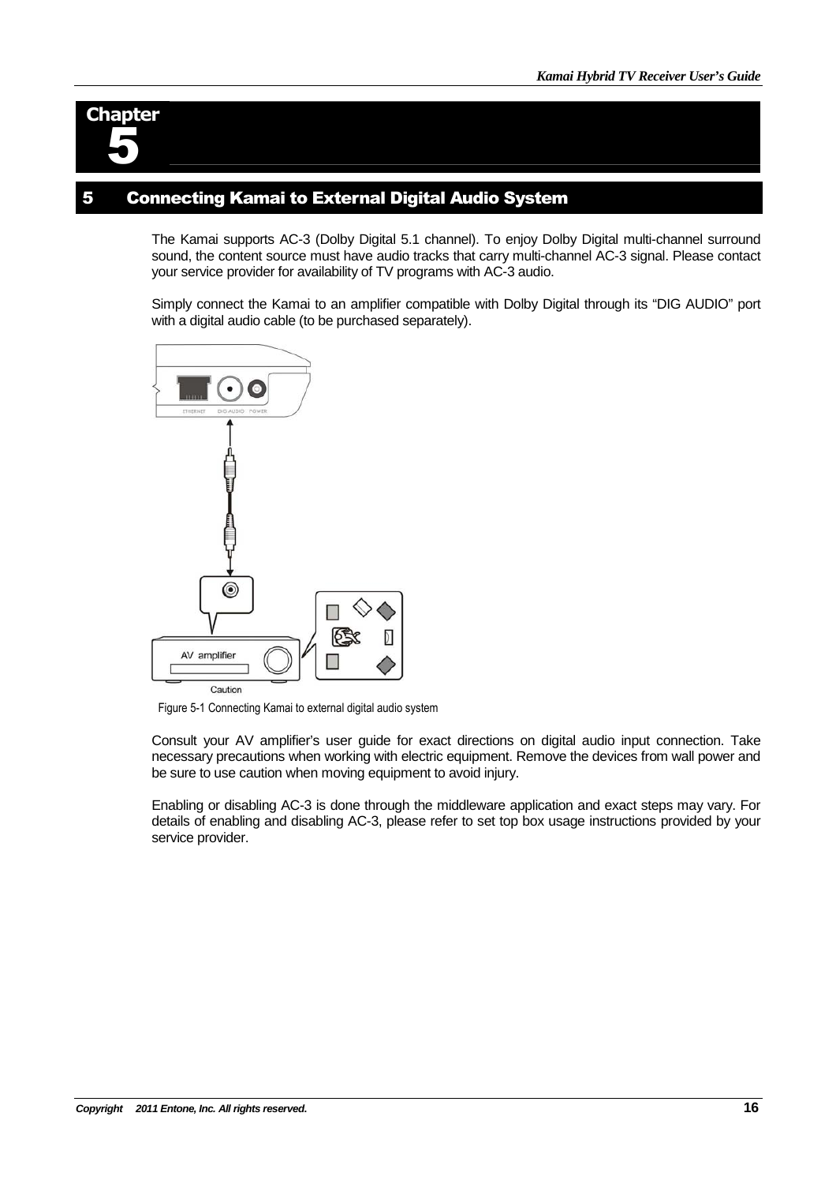# Chapter 5

## 5 Connecting Kamai to External Digital Audio System

The Kamai supports AC-3 (Dolby Digital 5.1 channel). To enjoy Dolby Digital multi-channel surround sound, the content source must have audio tracks that carry multi-channel AC-3 signal. Please contact your service provider for availability of TV programs with AC-3 audio.

Simply connect the Kamai to an amplifier compatible with Dolby Digital through its “DIG AUDIO” port with a digital audio cable (to be purchased separately).

Figure 5-1 Connecting Kamai to external digital audio system

Consult your AV amplifier’s user guide for exact directions on digital audio input connection. Take necessary precautions when working with electric equipment. Remove the devices from wall power and be sure to use caution when moving equipment to avoid injury.

Enabling or disabling AC-3 is done through the middleware application and exact steps may vary. For details of enabling and disabling AC-3, please refer to set top box usage instructions provided by your service provider.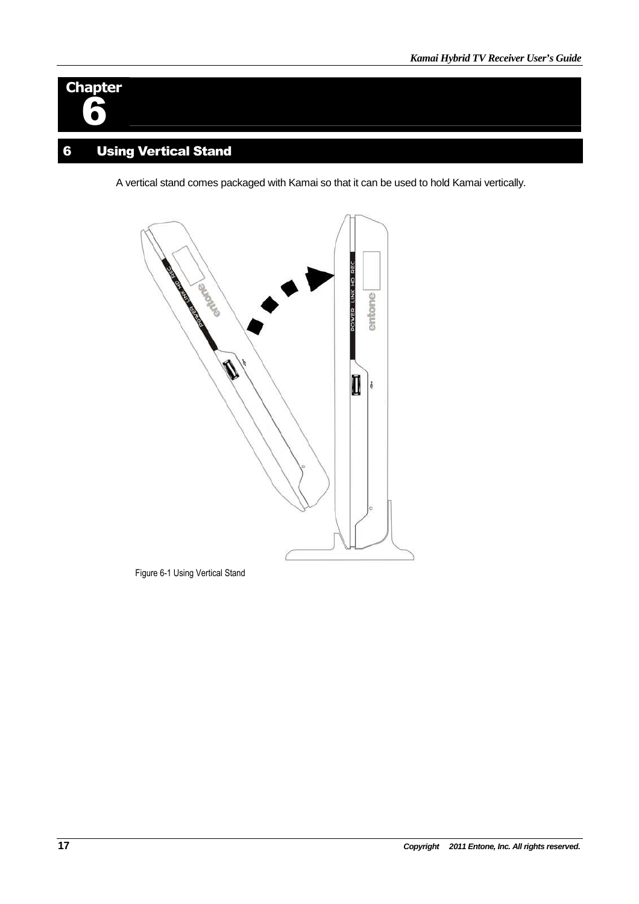# Chapter 6

## 6 Using Vertical Stand

A vertical stand comes packaged with Kamai so that it can be used to hold Kamai vertically.

Figure 6-1 Using Vertical Stand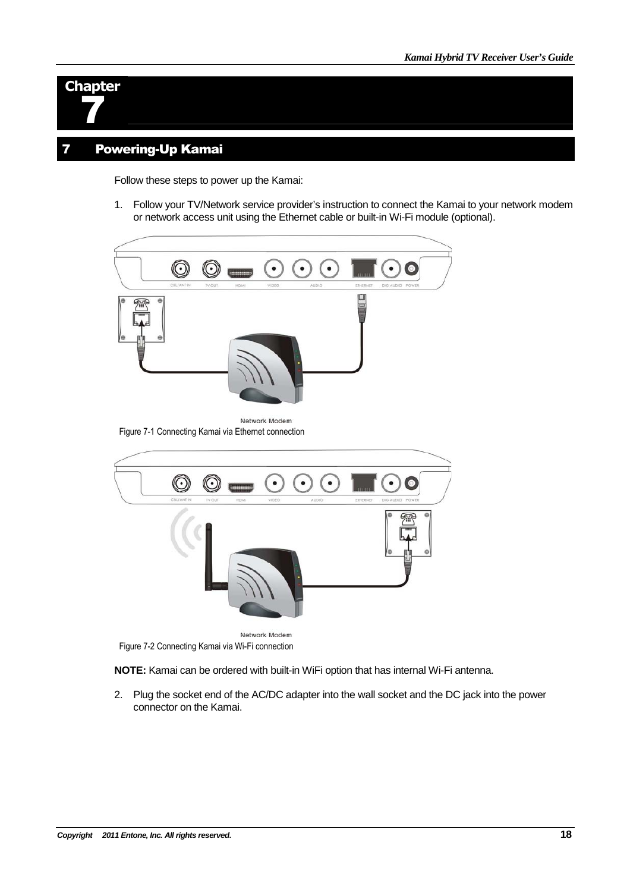# Chapter 7

## 7 Powering-Up Kamai

Follow these steps to power up the Kamai:

1. Follow your TV/Network service provider's instruction to connect the Kamai to your network modem or network access unit using the Ethernet cable or built-in Wi-Fi module (optional).

Figure 7-1 Connecting Kamai via Ethernet connection

Figure 7-2 Connecting Kamai via Wi-Fi connection

**NOTE:** Kamai can be ordered with built-in WiFi option that has internal Wi-Fi antenna.

2. Plug the socket end of the AC/DC adapter into the wall socket and the DC jack into the power connector on the Kamai.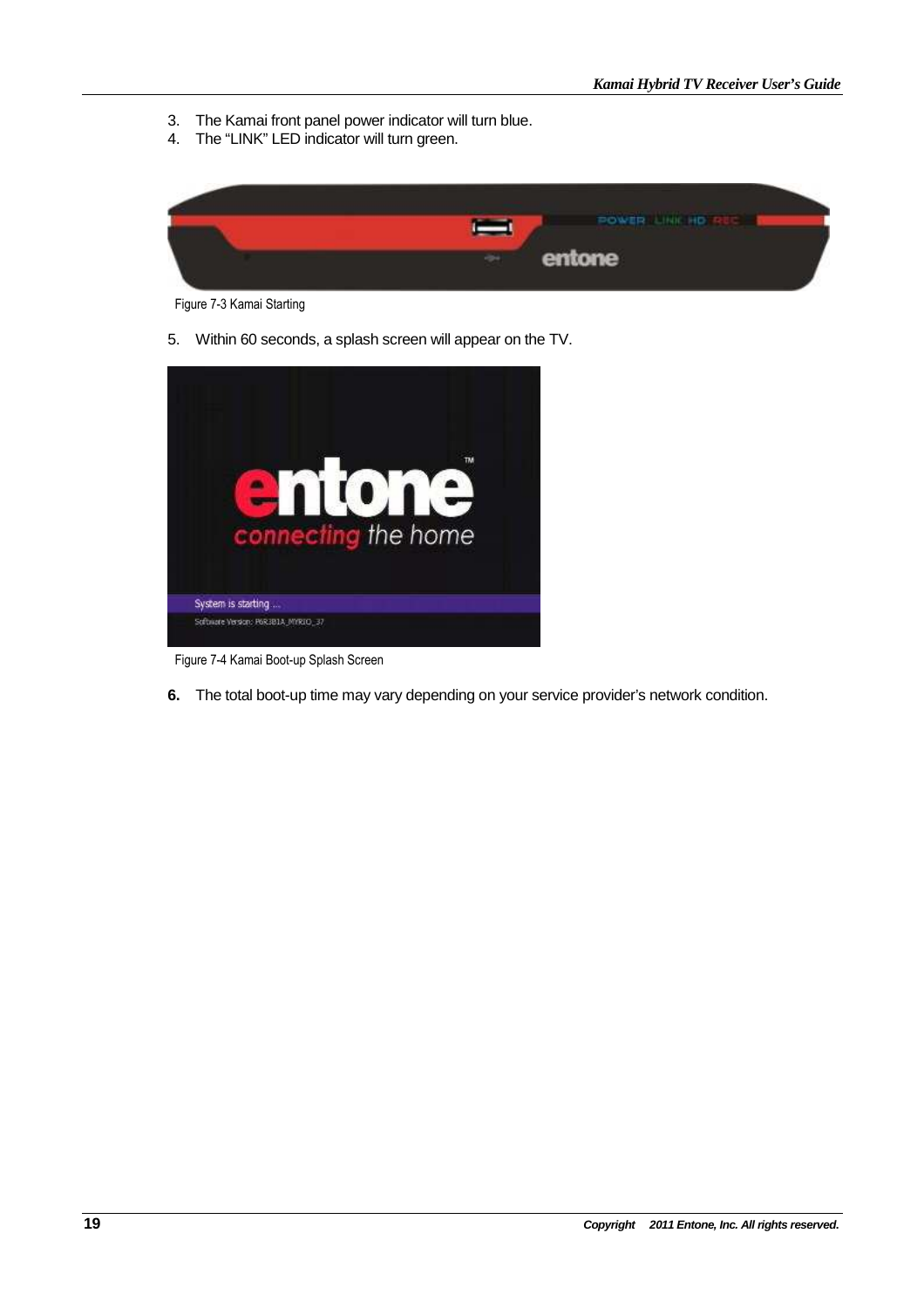3. The Kamai front panel power indicator will turn blue.
4. The “LINK” LED indicator will turn green.

Figure 7-3 Kamai Starting

5. Within 60 seconds, a splash screen will appear on the TV.

Figure 7-4 Kamai Boot-up Splash Screen

**6.** The total boot-up time may vary depending on your service provider’s network condition.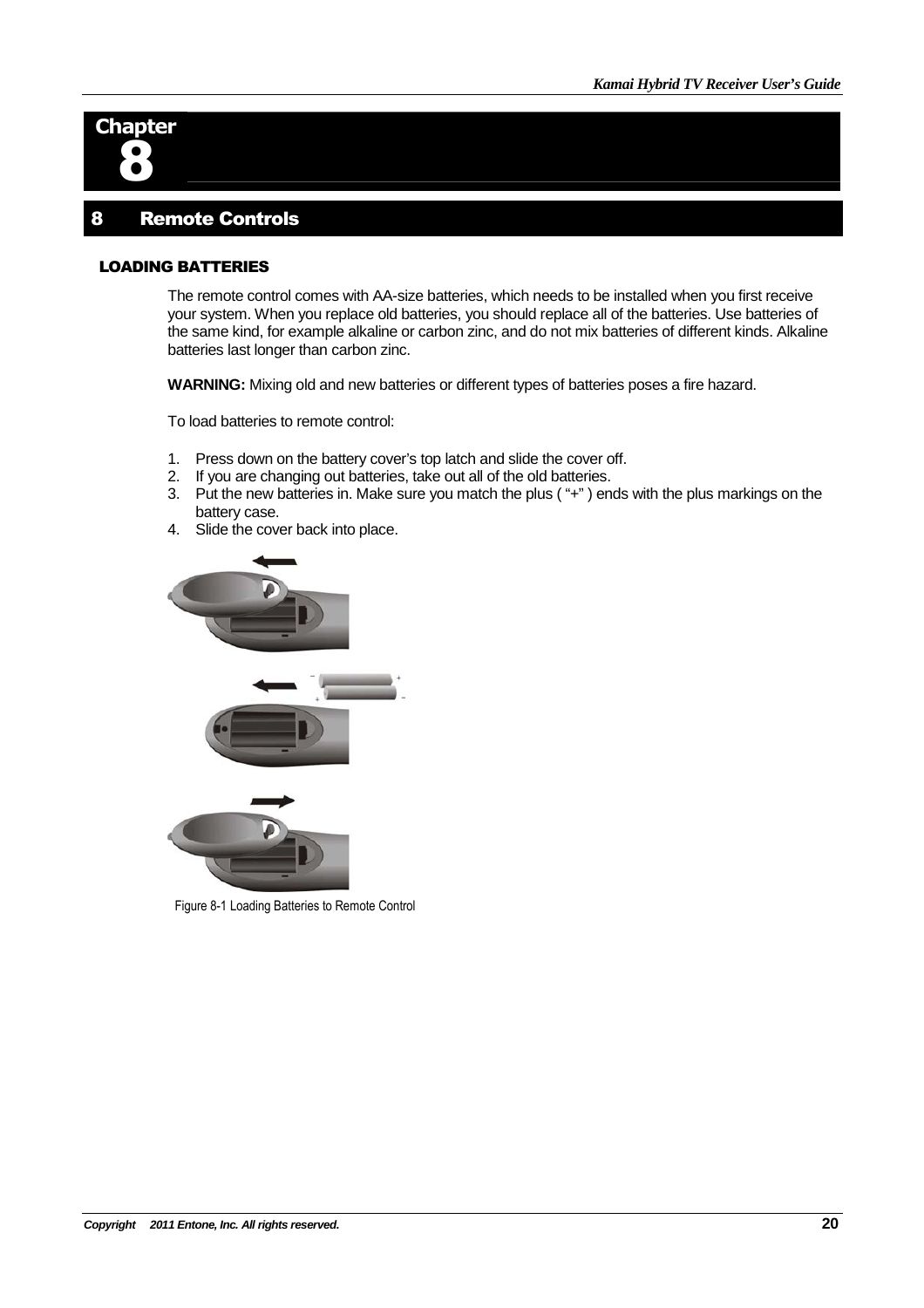# Chapter 8

## 8 Remote Controls

### LOADING BATTERIES

The remote control comes with AA-size batteries, which needs to be installed when you first receive your system. When you replace old batteries, you should replace all of the batteries. Use batteries of the same kind, for example alkaline or carbon zinc, and do not mix batteries of different kinds. Alkaline batteries last longer than carbon zinc.

**WARNING:** Mixing old and new batteries or different types of batteries poses a fire hazard.

To load batteries to remote control:

1. Press down on the battery cover's top latch and slide the cover off.
2. If you are changing out batteries, take out all of the old batteries.
3. Put the new batteries in. Make sure you match the plus ( "+" ) ends with the plus markings on the battery case.
4. Slide the cover back into place.

Figure 8-1 Loading Batteries to Remote Control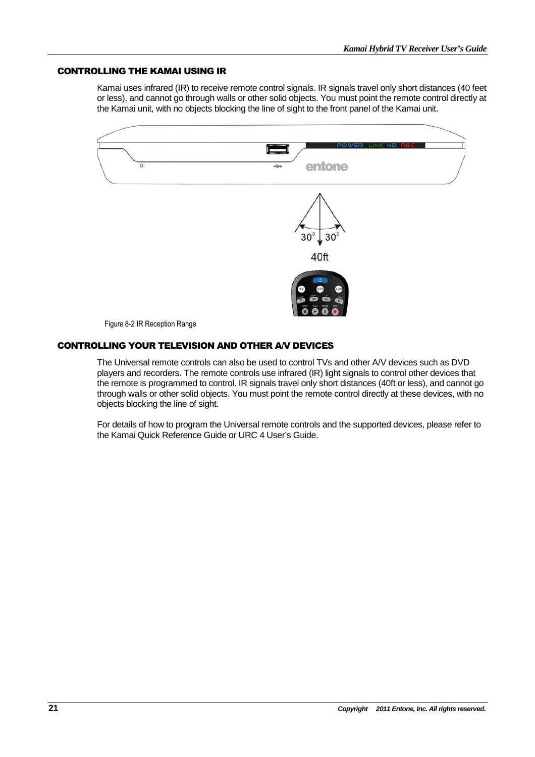## CONTROLLING THE KAMAI USING IR

Kamai uses infrared (IR) to receive remote control signals. IR signals travel only short distances (40 feet or less), and cannot go through walls or other solid objects. You must point the remote control directly at the Kamai unit, with no objects blocking the line of sight to the front panel of the Kamai unit.

Figure 8-2 IR Reception Range

## CONTROLLING YOUR TELEVISION AND OTHER A/V DEVICES

The Universal remote controls can also be used to control TVs and other A/V devices such as DVD players and recorders. The remote controls use infrared (IR) light signals to control other devices that the remote is programmed to control. IR signals travel only short distances (40ft or less), and cannot go through walls or other solid objects. You must point the remote control directly at these devices, with no objects blocking the line of sight.

For details of how to program the Universal remote controls and the supported devices, please refer to the Kamai Quick Reference Guide or URC 4 User's Guide.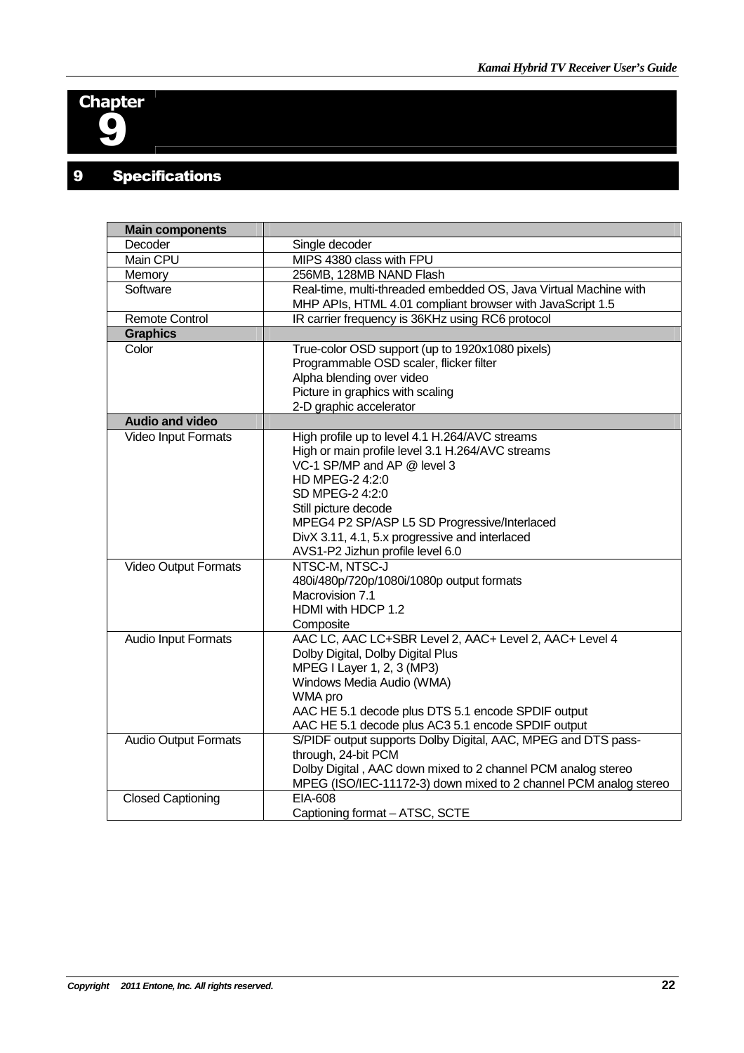# Chapter 9

## 9 Specifications

| Main components | |
|---|---|
| Decoder | Single decoder |
| Main CPU | MIPS 4380 class with FPU |
| Memory | 256MB, 128MB NAND Flash |
| Software | Real-time, multi-threaded embedded OS, Java Virtual Machine with MHP APIs, HTML 4.01 compliant browser with JavaScript 1.5 |
| Remote Control | IR carrier frequency is 36KHz using RC6 protocol |
| **Graphics** | |
| Color | True-color OSD support (up to 1920x1080 pixels)<br>Programmable OSD scaler, flicker filter<br>Alpha blending over video<br>Picture in graphics with scaling<br>2-D graphic accelerator |
| **Audio and video** | |
| Video Input Formats | High profile up to level 4.1 H.264/AVC streams<br>High or main profile level 3.1 H.264/AVC streams<br>VC-1 SP/MP and AP @ level 3<br>HD MPEG-2 4:2:0<br>SD MPEG-2 4:2:0<br>Still picture decode<br>MPEG4 P2 SP/ASP L5 SD Progressive/Interlaced<br>DivX 3.11, 4.1, 5.x progressive and interlaced<br>AVS1-P2 Jizhun profile level 6.0 |
| Video Output Formats | NTSC-M, NTSC-J<br>480i/480p/720p/1080i/1080p output formats<br>Macrovision 7.1<br>HDMI with HDCP 1.2<br>Composite |
| Audio Input Formats | AAC LC, AAC LC+SBR Level 2, AAC+ Level 2, AAC+ Level 4<br>Dolby Digital, Dolby Digital Plus<br>MPEG I Layer 1, 2, 3 (MP3)<br>Windows Media Audio (WMA)<br>WMA pro<br>AAC HE 5.1 decode plus DTS 5.1 encode SPDIF output<br>AAC HE 5.1 decode plus AC3 5.1 encode SPDIF output |
| Audio Output Formats | S/PIDF output supports Dolby Digital, AAC, MPEG and DTS pass-through, 24-bit PCM<br>Dolby Digital , AAC down mixed to 2 channel PCM analog stereo<br>MPEG (ISO/IEC-11172-3) down mixed to 2 channel PCM analog stereo |
| Closed Captioning | EIA-608<br>Captioning format – ATSC, SCTE |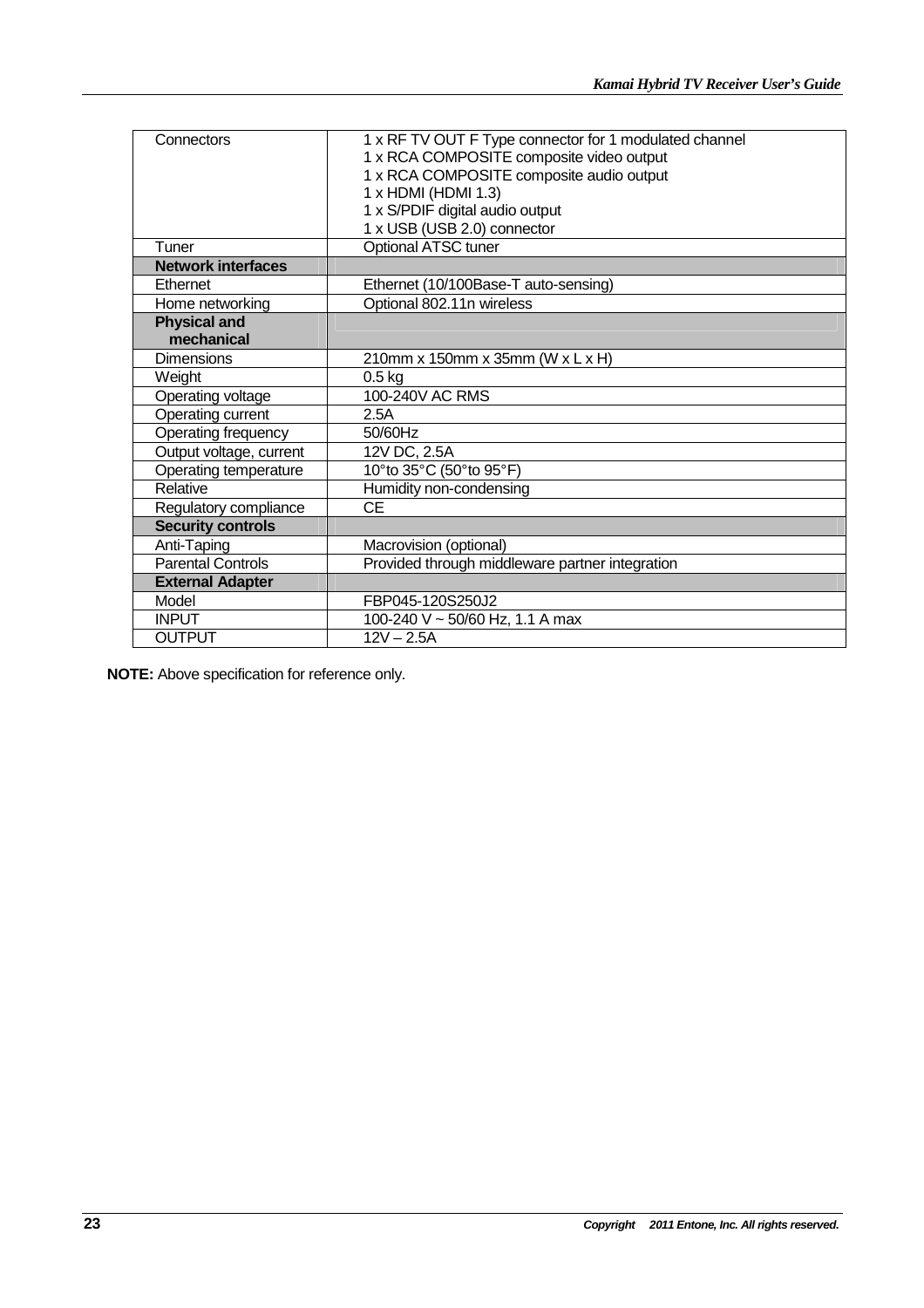| | |
|---|---|
| Connectors | 1 x RF TV OUT F Type connector for 1 modulated channel<br>1 x RCA COMPOSITE composite video output<br>1 x RCA COMPOSITE composite audio output<br>1 x HDMI (HDMI 1.3)<br>1 x S/PDIF digital audio output<br>1 x USB (USB 2.0) connector |
| Tuner | Optional ATSC tuner |
| **Network interfaces** | |
| Ethernet | Ethernet (10/100Base-T auto-sensing) |
| Home networking | Optional 802.11n wireless |
| **Physical and mechanical** | |
| Dimensions | 210mm x 150mm x 35mm (W x L x H) |
| Weight | 0.5 kg |
| Operating voltage | 100-240V AC RMS |
| Operating current | 2.5A |
| Operating frequency | 50/60Hz |
| Output voltage, current | 12V DC, 2.5A |
| Operating temperature | 10°to 35°C (50°to 95°F) |
| Relative | Humidity non-condensing |
| Regulatory compliance | CE |
| **Security controls** | |
| Anti-Taping | Macrovision (optional) |
| Parental Controls | Provided through middleware partner integration |
| **External Adapter** | |
| Model | FBP045-120S250J2 |
| INPUT | 100-240 V ~ 50/60 Hz, 1.1 A max |
| OUTPUT | 12V – 2.5A |

**NOTE:** Above specification for reference only.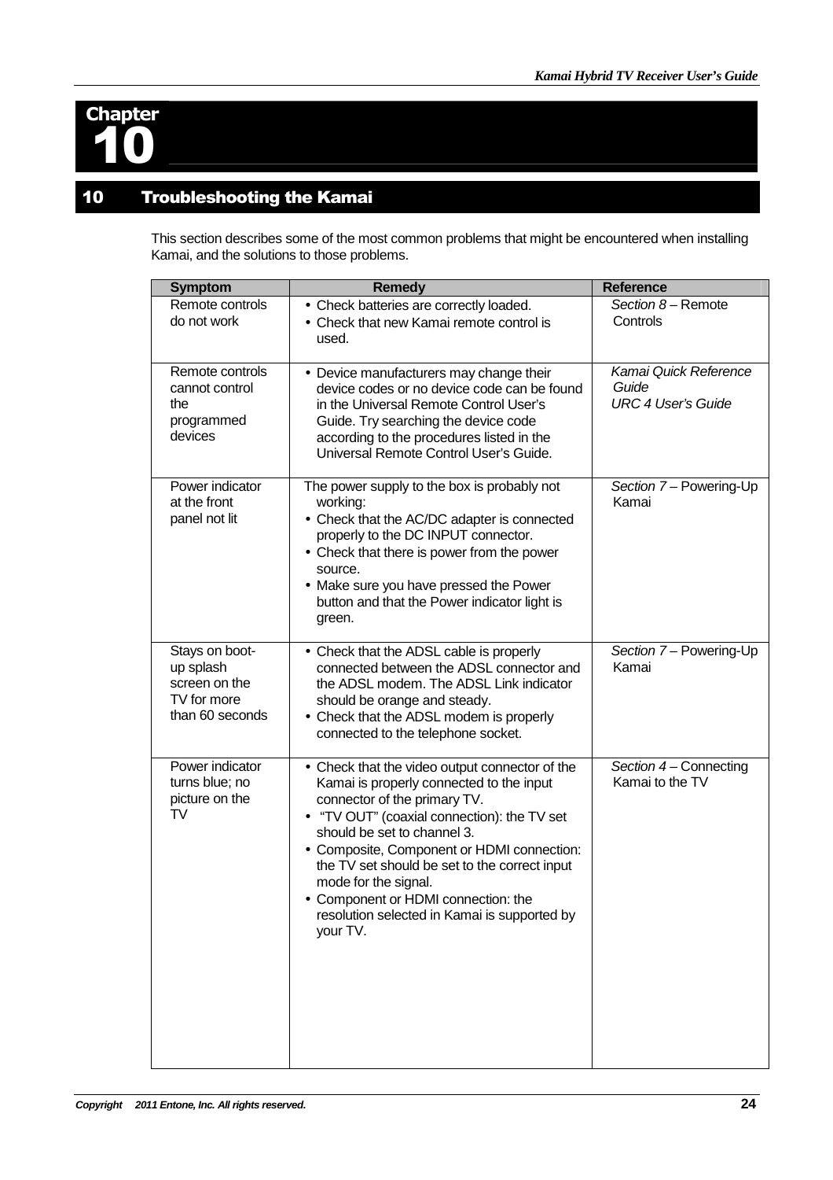# Chapter 10

## 10 Troubleshooting the Kamai

This section describes some of the most common problems that might be encountered when installing Kamai, and the solutions to those problems.

| Symptom | Remedy | Reference |
|---|---|---|
| Remote controls do not work | • Check batteries are correctly loaded.<br>• Check that new Kamai remote control is used. | *Section 8* – Remote Controls |
| Remote controls cannot control the programmed devices | • Device manufacturers may change their device codes or no device code can be found in the Universal Remote Control User's Guide. Try searching the device code according to the procedures listed in the Universal Remote Control User's Guide. | *Kamai Quick Reference Guide*<br>*URC 4 User's Guide* |
| Power indicator at the front panel not lit | The power supply to the box is probably not working:<br>• Check that the AC/DC adapter is connected properly to the DC INPUT connector.<br>• Check that there is power from the power source.<br>• Make sure you have pressed the Power button and that the Power indicator light is green. | *Section 7* – Powering-Up Kamai |
| Stays on boot-up splash screen on the TV for more than 60 seconds | • Check that the ADSL cable is properly connected between the ADSL connector and the ADSL modem. The ADSL Link indicator should be orange and steady.<br>• Check that the ADSL modem is properly connected to the telephone socket. | *Section 7* – Powering-Up Kamai |
| Power indicator turns blue; no picture on the TV | • Check that the video output connector of the Kamai is properly connected to the input connector of the primary TV.<br>• "TV OUT" (coaxial connection): the TV set should be set to channel 3.<br>• Composite, Component or HDMI connection: the TV set should be set to the correct input mode for the signal.<br>• Component or HDMI connection: the resolution selected in Kamai is supported by your TV. | *Section 4* – Connecting Kamai to the TV |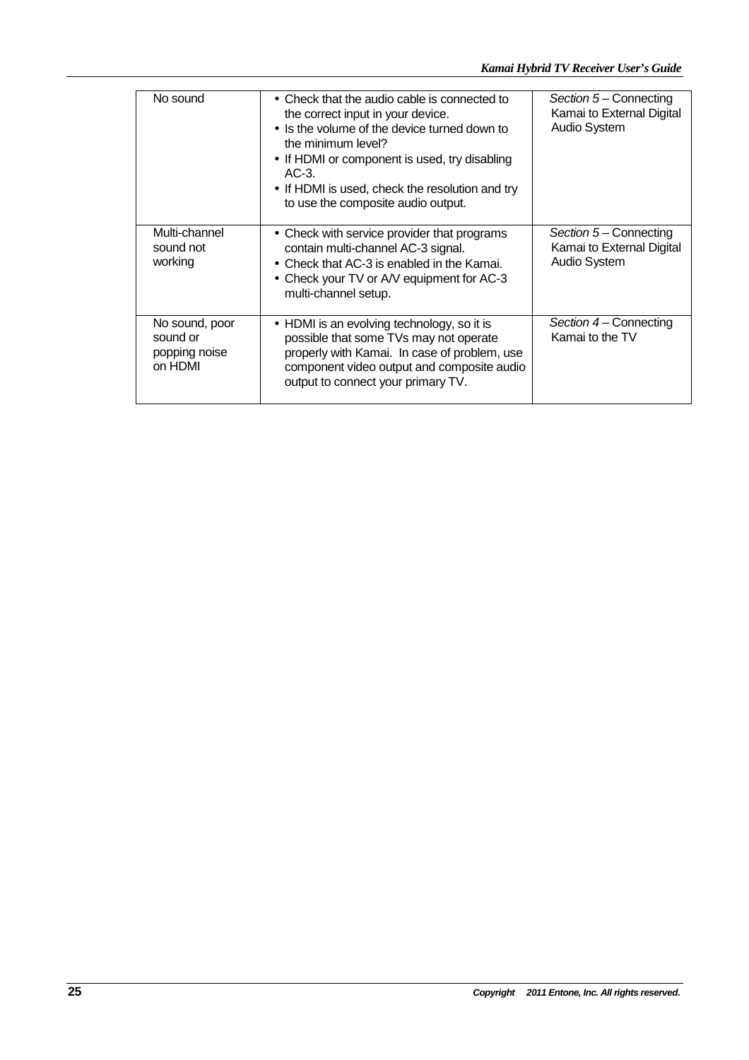| | | |
|---|---|---|
| No sound | • Check that the audio cable is connected to the correct input in your device.<br>• Is the volume of the device turned down to the minimum level?<br>• If HDMI or component is used, try disabling AC-3.<br>• If HDMI is used, check the resolution and try to use the composite audio output. | *Section 5* – Connecting Kamai to External Digital Audio System |
| Multi-channel sound not working | • Check with service provider that programs contain multi-channel AC-3 signal.<br>• Check that AC-3 is enabled in the Kamai.<br>• Check your TV or A/V equipment for AC-3 multi-channel setup. | *Section 5* – Connecting Kamai to External Digital Audio System |
| No sound, poor sound or popping noise on HDMI | • HDMI is an evolving technology, so it is possible that some TVs may not operate properly with Kamai. In case of problem, use component video output and composite audio output to connect your primary TV. | *Section 4* – Connecting Kamai to the TV |